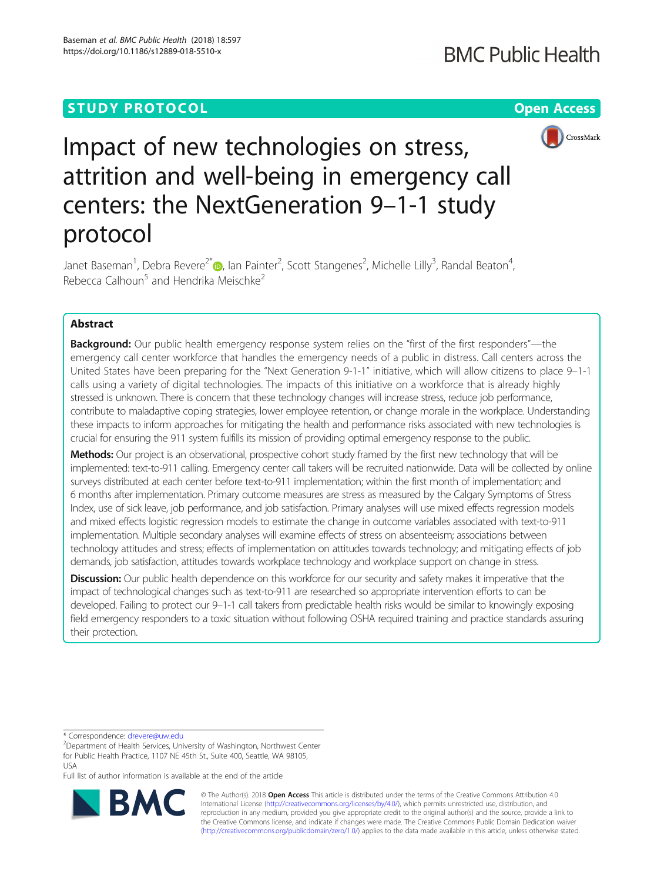STUDY PROTOCOL

Open Access

# Impact of new technologies on stress, attrition and well-being in emergency call centers: the NextGeneration 9–1-1 study protocol

Janet Baseman[1], Debra Revere[2*], Ian Painter[2], Scott Stangenes[2], Michelle Lilly[3], Randal Beaton[4], Rebecca Calhoun[5] and Hendrika Meischke[2]

## Abstract

**Background:** Our public health emergency response system relies on the "first of the first responders"—the emergency call center workforce that handles the emergency needs of a public in distress. Call centers across the United States have been preparing for the "Next Generation 9-1-1" initiative, which will allow citizens to place 9–1-1 calls using a variety of digital technologies. The impacts of this initiative on a workforce that is already highly stressed is unknown. There is concern that these technology changes will increase stress, reduce job performance, contribute to maladaptive coping strategies, lower employee retention, or change morale in the workplace. Understanding these impacts to inform approaches for mitigating the health and performance risks associated with new technologies is crucial for ensuring the 911 system fulfills its mission of providing optimal emergency response to the public.

**Methods:** Our project is an observational, prospective cohort study framed by the first new technology that will be implemented: text-to-911 calling. Emergency center call takers will be recruited nationwide. Data will be collected by online surveys distributed at each center before text-to-911 implementation; within the first month of implementation; and 6 months after implementation. Primary outcome measures are stress as measured by the Calgary Symptoms of Stress Index, use of sick leave, job performance, and job satisfaction. Primary analyses will use mixed effects regression models and mixed effects logistic regression models to estimate the change in outcome variables associated with text-to-911 implementation. Multiple secondary analyses will examine effects of stress on absenteeism; associations between technology attitudes and stress; effects of implementation on attitudes towards technology; and mitigating effects of job demands, job satisfaction, attitudes towards workplace technology and workplace support on change in stress.

**Discussion:** Our public health dependence on this workforce for our security and safety makes it imperative that the impact of technological changes such as text-to-911 are researched so appropriate intervention efforts to can be developed. Failing to protect our 9–1-1 call takers from predictable health risks would be similar to knowingly exposing field emergency responders to a toxic situation without following OSHA required training and practice standards assuring their protection.

\* Correspondence: drevere@uw.edu
[2]Department of Health Services, University of Washington, Northwest Center for Public Health Practice, 1107 NE 45th St., Suite 400, Seattle, WA 98105, USA
Full list of author information is available at the end of the article

© The Author(s). 2018 **Open Access** This article is distributed under the terms of the Creative Commons Attribution 4.0 International License (http://creativecommons.org/licenses/by/4.0/), which permits unrestricted use, distribution, and reproduction in any medium, provided you give appropriate credit to the original author(s) and the source, provide a link to the Creative Commons license, and indicate if changes were made. The Creative Commons Public Domain Dedication waiver (http://creativecommons.org/publicdomain/zero/1.0/) applies to the data made available in this article, unless otherwise stated.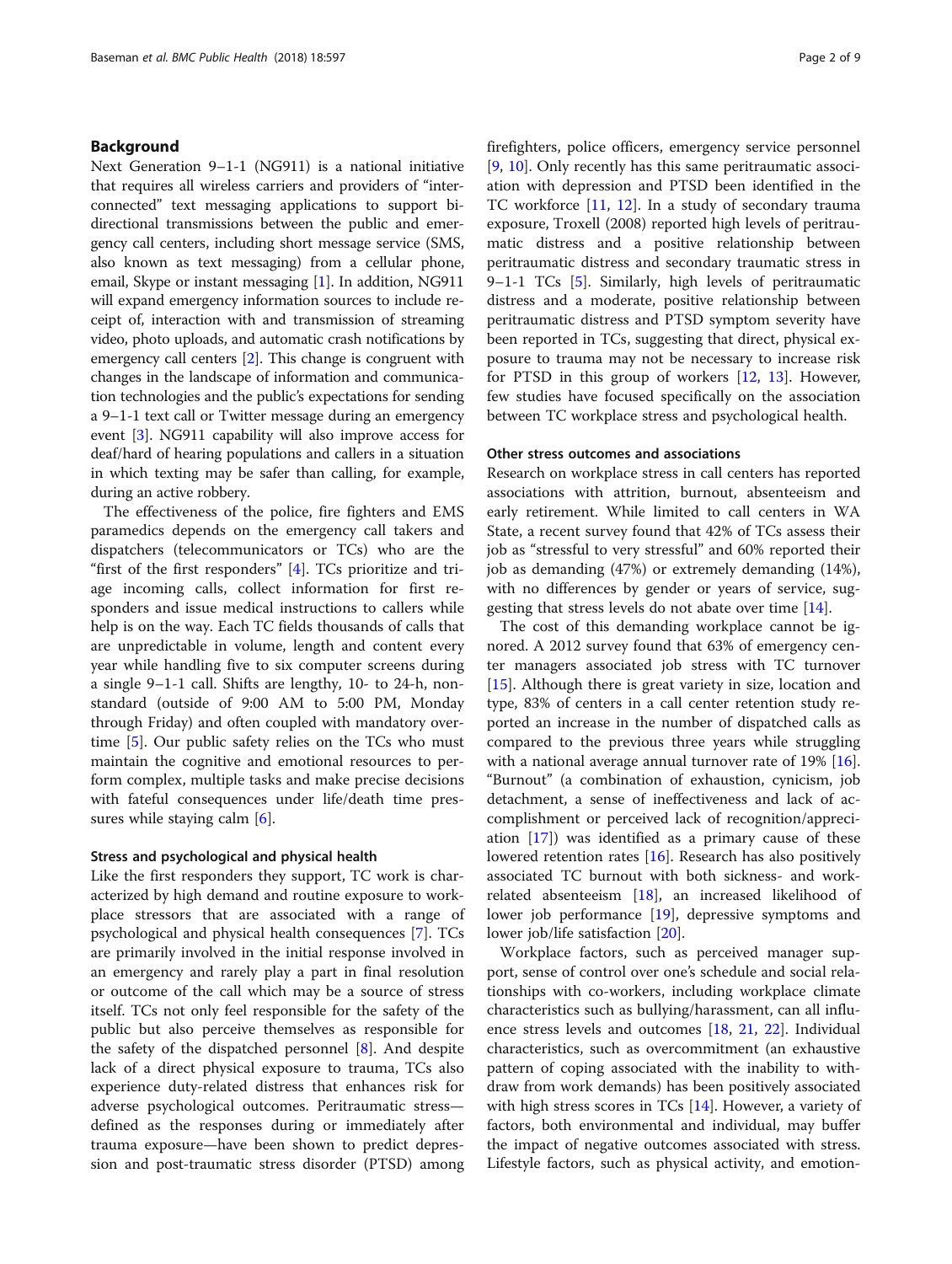## Background

Next Generation 9–1-1 (NG911) is a national initiative that requires all wireless carriers and providers of "interconnected" text messaging applications to support bi-directional transmissions between the public and emergency call centers, including short message service (SMS, also known as text messaging) from a cellular phone, email, Skype or instant messaging [1]. In addition, NG911 will expand emergency information sources to include receipt of, interaction with and transmission of streaming video, photo uploads, and automatic crash notifications by emergency call centers [2]. This change is congruent with changes in the landscape of information and communication technologies and the public's expectations for sending a 9–1-1 text call or Twitter message during an emergency event [3]. NG911 capability will also improve access for deaf/hard of hearing populations and callers in a situation in which texting may be safer than calling, for example, during an active robbery.

The effectiveness of the police, fire fighters and EMS paramedics depends on the emergency call takers and dispatchers (telecommunicators or TCs) who are the "first of the first responders" [4]. TCs prioritize and triage incoming calls, collect information for first responders and issue medical instructions to callers while help is on the way. Each TC fields thousands of calls that are unpredictable in volume, length and content every year while handling five to six computer screens during a single 9–1-1 call. Shifts are lengthy, 10- to 24-h, non-standard (outside of 9:00 AM to 5:00 PM, Monday through Friday) and often coupled with mandatory overtime [5]. Our public safety relies on the TCs who must maintain the cognitive and emotional resources to perform complex, multiple tasks and make precise decisions with fateful consequences under life/death time pressures while staying calm [6].

### Stress and psychological and physical health

Like the first responders they support, TC work is characterized by high demand and routine exposure to workplace stressors that are associated with a range of psychological and physical health consequences [7]. TCs are primarily involved in the initial response involved in an emergency and rarely play a part in final resolution or outcome of the call which may be a source of stress itself. TCs not only feel responsible for the safety of the public but also perceive themselves as responsible for the safety of the dispatched personnel [8]. And despite lack of a direct physical exposure to trauma, TCs also experience duty-related distress that enhances risk for adverse psychological outcomes. Peritraumatic stress—defined as the responses during or immediately after trauma exposure—have been shown to predict depression and post-traumatic stress disorder (PTSD) among firefighters, police officers, emergency service personnel [9, 10]. Only recently has this same peritraumatic association with depression and PTSD been identified in the TC workforce [11, 12]. In a study of secondary trauma exposure, Troxell (2008) reported high levels of peritraumatic distress and a positive relationship between peritraumatic distress and secondary traumatic stress in 9–1-1 TCs [5]. Similarly, high levels of peritraumatic distress and a moderate, positive relationship between peritraumatic distress and PTSD symptom severity have been reported in TCs, suggesting that direct, physical exposure to trauma may not be necessary to increase risk for PTSD in this group of workers [12, 13]. However, few studies have focused specifically on the association between TC workplace stress and psychological health.

### Other stress outcomes and associations

Research on workplace stress in call centers has reported associations with attrition, burnout, absenteeism and early retirement. While limited to call centers in WA State, a recent survey found that 42% of TCs assess their job as "stressful to very stressful" and 60% reported their job as demanding (47%) or extremely demanding (14%), with no differences by gender or years of service, suggesting that stress levels do not abate over time [14].

The cost of this demanding workplace cannot be ignored. A 2012 survey found that 63% of emergency center managers associated job stress with TC turnover [15]. Although there is great variety in size, location and type, 83% of centers in a call center retention study reported an increase in the number of dispatched calls as compared to the previous three years while struggling with a national average annual turnover rate of 19% [16]. "Burnout" (a combination of exhaustion, cynicism, job detachment, a sense of ineffectiveness and lack of accomplishment or perceived lack of recognition/appreciation [17]) was identified as a primary cause of these lowered retention rates [16]. Research has also positively associated TC burnout with both sickness- and work-related absenteeism [18], an increased likelihood of lower job performance [19], depressive symptoms and lower job/life satisfaction [20].

Workplace factors, such as perceived manager support, sense of control over one's schedule and social relationships with co-workers, including workplace climate characteristics such as bullying/harassment, can all influence stress levels and outcomes [18, 21, 22]. Individual characteristics, such as overcommitment (an exhaustive pattern of coping associated with the inability to withdraw from work demands) has been positively associated with high stress scores in TCs [14]. However, a variety of factors, both environmental and individual, may buffer the impact of negative outcomes associated with stress. Lifestyle factors, such as physical activity, and emotion-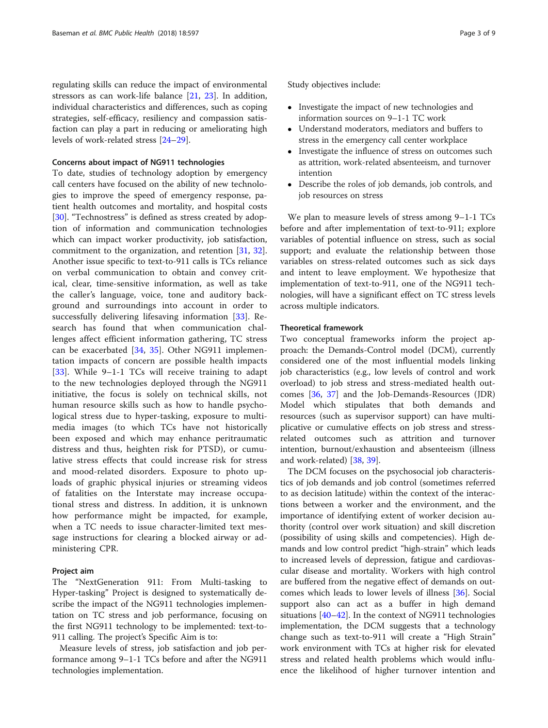regulating skills can reduce the impact of environmental stressors as can work-life balance [21, 23]. In addition, individual characteristics and differences, such as coping strategies, self-efficacy, resiliency and compassion satisfaction can play a part in reducing or ameliorating high levels of work-related stress [24–29].

### Concerns about impact of NG911 technologies

To date, studies of technology adoption by emergency call centers have focused on the ability of new technologies to improve the speed of emergency response, patient health outcomes and mortality, and hospital costs [30]. "Technostress" is defined as stress created by adoption of information and communication technologies which can impact worker productivity, job satisfaction, commitment to the organization, and retention [31, 32]. Another issue specific to text-to-911 calls is TCs reliance on verbal communication to obtain and convey critical, clear, time-sensitive information, as well as take the caller's language, voice, tone and auditory background and surroundings into account in order to successfully delivering lifesaving information [33]. Research has found that when communication challenges affect efficient information gathering, TC stress can be exacerbated [34, 35]. Other NG911 implementation impacts of concern are possible health impacts [33]. While 9–1-1 TCs will receive training to adapt to the new technologies deployed through the NG911 initiative, the focus is solely on technical skills, not human resource skills such as how to handle psychological stress due to hyper-tasking, exposure to multimedia images (to which TCs have not historically been exposed and which may enhance peritraumatic distress and thus, heighten risk for PTSD), or cumulative stress effects that could increase risk for stress and mood-related disorders. Exposure to photo uploads of graphic physical injuries or streaming videos of fatalities on the Interstate may increase occupational stress and distress. In addition, it is unknown how performance might be impacted, for example, when a TC needs to issue character-limited text message instructions for clearing a blocked airway or administering CPR.

### Project aim

The "NextGeneration 911: From Multi-tasking to Hyper-tasking" Project is designed to systematically describe the impact of the NG911 technologies implementation on TC stress and job performance, focusing on the first NG911 technology to be implemented: text-to-911 calling. The project's Specific Aim is to:

Measure levels of stress, job satisfaction and job performance among 9–1-1 TCs before and after the NG911 technologies implementation.

Study objectives include:

- Investigate the impact of new technologies and information sources on 9–1-1 TC work
- Understand moderators, mediators and buffers to stress in the emergency call center workplace
- Investigate the influence of stress on outcomes such as attrition, work-related absenteeism, and turnover intention
- Describe the roles of job demands, job controls, and job resources on stress

We plan to measure levels of stress among 9–1-1 TCs before and after implementation of text-to-911; explore variables of potential influence on stress, such as social support; and evaluate the relationship between those variables on stress-related outcomes such as sick days and intent to leave employment. We hypothesize that implementation of text-to-911, one of the NG911 technologies, will have a significant effect on TC stress levels across multiple indicators.

### Theoretical framework

Two conceptual frameworks inform the project approach: the Demands-Control model (DCM), currently considered one of the most influential models linking job characteristics (e.g., low levels of control and work overload) to job stress and stress-mediated health outcomes [36, 37] and the Job-Demands-Resources (JDR) Model which stipulates that both demands and resources (such as supervisor support) can have multiplicative or cumulative effects on job stress and stress-related outcomes such as attrition and turnover intention, burnout/exhaustion and absenteeism (illness and work-related) [38, 39].

The DCM focuses on the psychosocial job characteristics of job demands and job control (sometimes referred to as decision latitude) within the context of the interactions between a worker and the environment, and the importance of identifying extent of worker decision authority (control over work situation) and skill discretion (possibility of using skills and competencies). High demands and low control predict "high-strain" which leads to increased levels of depression, fatigue and cardiovascular disease and mortality. Workers with high control are buffered from the negative effect of demands on outcomes which leads to lower levels of illness [36]. Social support also can act as a buffer in high demand situations [40–42]. In the context of NG911 technologies implementation, the DCM suggests that a technology change such as text-to-911 will create a "High Strain" work environment with TCs at higher risk for elevated stress and related health problems which would influence the likelihood of higher turnover intention and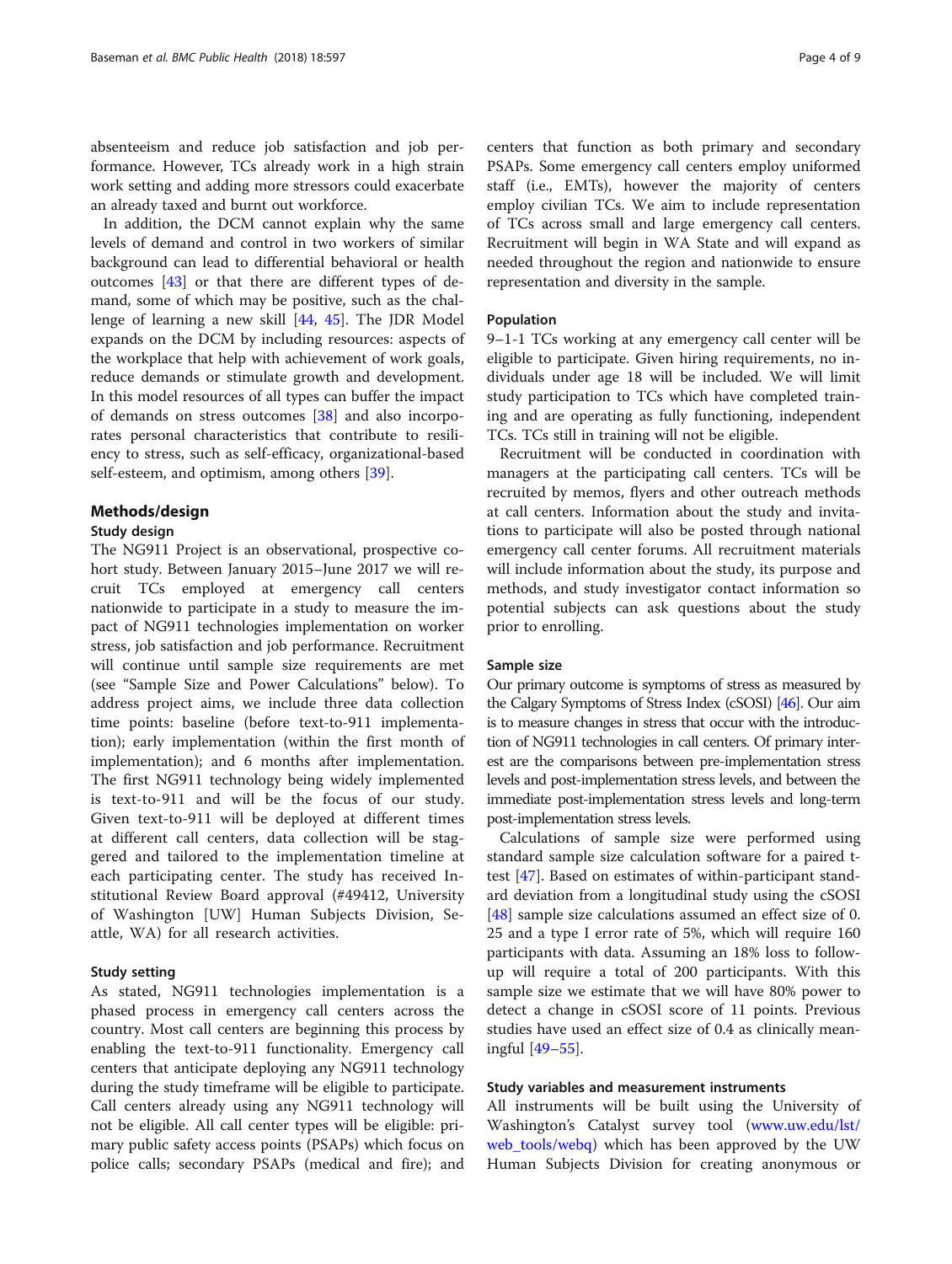absenteeism and reduce job satisfaction and job performance. However, TCs already work in a high strain work setting and adding more stressors could exacerbate an already taxed and burnt out workforce.

In addition, the DCM cannot explain why the same levels of demand and control in two workers of similar background can lead to differential behavioral or health outcomes [43] or that there are different types of demand, some of which may be positive, such as the challenge of learning a new skill [44, 45]. The JDR Model expands on the DCM by including resources: aspects of the workplace that help with achievement of work goals, reduce demands or stimulate growth and development. In this model resources of all types can buffer the impact of demands on stress outcomes [38] and also incorporates personal characteristics that contribute to resiliency to stress, such as self-efficacy, organizational-based self-esteem, and optimism, among others [39].

## Methods/design

### Study design

The NG911 Project is an observational, prospective cohort study. Between January 2015–June 2017 we will recruit TCs employed at emergency call centers nationwide to participate in a study to measure the impact of NG911 technologies implementation on worker stress, job satisfaction and job performance. Recruitment will continue until sample size requirements are met (see "Sample Size and Power Calculations" below). To address project aims, we include three data collection time points: baseline (before text-to-911 implementation); early implementation (within the first month of implementation); and 6 months after implementation. The first NG911 technology being widely implemented is text-to-911 and will be the focus of our study. Given text-to-911 will be deployed at different times at different call centers, data collection will be staggered and tailored to the implementation timeline at each participating center. The study has received Institutional Review Board approval (#49412, University of Washington [UW] Human Subjects Division, Seattle, WA) for all research activities.

### Study setting

As stated, NG911 technologies implementation is a phased process in emergency call centers across the country. Most call centers are beginning this process by enabling the text-to-911 functionality. Emergency call centers that anticipate deploying any NG911 technology during the study timeframe will be eligible to participate. Call centers already using any NG911 technology will not be eligible. All call center types will be eligible: primary public safety access points (PSAPs) which focus on police calls; secondary PSAPs (medical and fire); and centers that function as both primary and secondary PSAPs. Some emergency call centers employ uniformed staff (i.e., EMTs), however the majority of centers employ civilian TCs. We aim to include representation of TCs across small and large emergency call centers. Recruitment will begin in WA State and will expand as needed throughout the region and nationwide to ensure representation and diversity in the sample.

### Population

9–1-1 TCs working at any emergency call center will be eligible to participate. Given hiring requirements, no individuals under age 18 will be included. We will limit study participation to TCs which have completed training and are operating as fully functioning, independent TCs. TCs still in training will not be eligible.

Recruitment will be conducted in coordination with managers at the participating call centers. TCs will be recruited by memos, flyers and other outreach methods at call centers. Information about the study and invitations to participate will also be posted through national emergency call center forums. All recruitment materials will include information about the study, its purpose and methods, and study investigator contact information so potential subjects can ask questions about the study prior to enrolling.

### Sample size

Our primary outcome is symptoms of stress as measured by the Calgary Symptoms of Stress Index (cSOSI) [46]. Our aim is to measure changes in stress that occur with the introduction of NG911 technologies in call centers. Of primary interest are the comparisons between pre-implementation stress levels and post-implementation stress levels, and between the immediate post-implementation stress levels and long-term post-implementation stress levels.

Calculations of sample size were performed using standard sample size calculation software for a paired t-test [47]. Based on estimates of within-participant standard deviation from a longitudinal study using the cSOSI [48] sample size calculations assumed an effect size of 0.25 and a type I error rate of 5%, which will require 160 participants with data. Assuming an 18% loss to follow-up will require a total of 200 participants. With this sample size we estimate that we will have 80% power to detect a change in cSOSI score of 11 points. Previous studies have used an effect size of 0.4 as clinically meaningful [49–55].

### Study variables and measurement instruments

All instruments will be built using the University of Washington's Catalyst survey tool (www.uw.edu/lst/web_tools/webq) which has been approved by the UW Human Subjects Division for creating anonymous or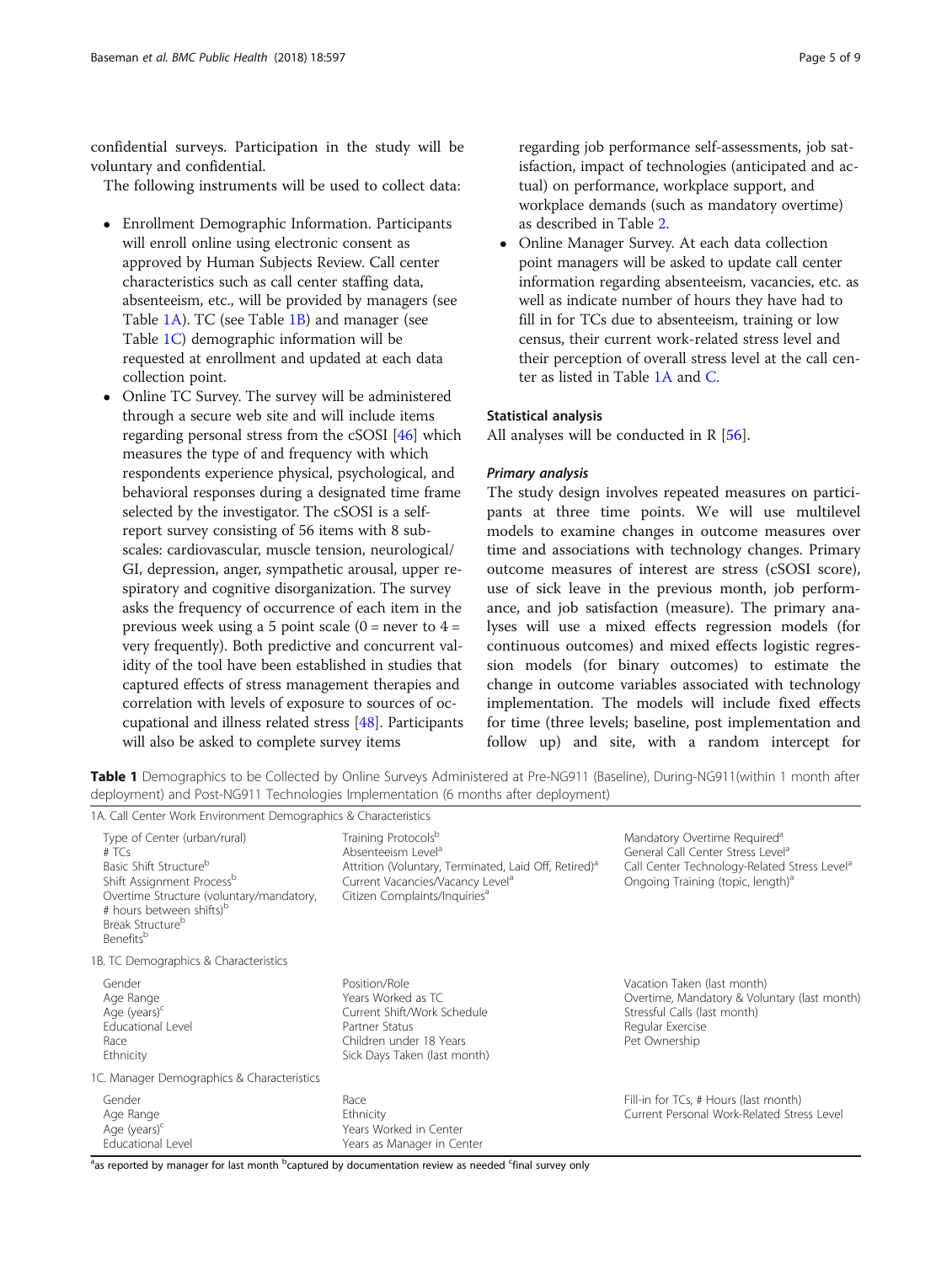confidential surveys. Participation in the study will be voluntary and confidential.

The following instruments will be used to collect data:

- Enrollment Demographic Information. Participants will enroll online using electronic consent as approved by Human Subjects Review. Call center characteristics such as call center staffing data, absenteeism, etc., will be provided by managers (see Table 1A). TC (see Table 1B) and manager (see Table 1C) demographic information will be requested at enrollment and updated at each data collection point.
- Online TC Survey. The survey will be administered through a secure web site and will include items regarding personal stress from the cSOSI [46] which measures the type of and frequency with which respondents experience physical, psychological, and behavioral responses during a designated time frame selected by the investigator. The cSOSI is a self-report survey consisting of 56 items with 8 sub-scales: cardiovascular, muscle tension, neurological/GI, depression, anger, sympathetic arousal, upper respiratory and cognitive disorganization. The survey asks the frequency of occurrence of each item in the previous week using a 5 point scale (0 = never to 4 = very frequently). Both predictive and concurrent validity of the tool have been established in studies that captured effects of stress management therapies and correlation with levels of exposure to sources of occupational and illness related stress [48]. Participants will also be asked to complete survey items regarding job performance self-assessments, job satisfaction, impact of technologies (anticipated and actual) on performance, workplace support, and workplace demands (such as mandatory overtime) as described in Table 2.
- Online Manager Survey. At each data collection point managers will be asked to update call center information regarding absenteeism, vacancies, etc. as well as indicate number of hours they have had to fill in for TCs due to absenteeism, training or low census, their current work-related stress level and their perception of overall stress level at the call center as listed in Table 1A and C.

### Statistical analysis

All analyses will be conducted in R [56].

#### *Primary analysis*

The study design involves repeated measures on participants at three time points. We will use multilevel models to examine changes in outcome measures over time and associations with technology changes. Primary outcome measures of interest are stress (cSOSI score), use of sick leave in the previous month, job performance, and job satisfaction (measure). The primary analyses will use a mixed effects regression models (for continuous outcomes) and mixed effects logistic regression models (for binary outcomes) to estimate the change in outcome variables associated with technology implementation. The models will include fixed effects for time (three levels; baseline, post implementation and follow up) and site, with a random intercept for

**Table 1** Demographics to be Collected by Online Surveys Administered at Pre-NG911 (Baseline), During-NG911(within 1 month after deployment) and Post-NG911 Technologies Implementation (6 months after deployment)

| 1A. Call Center Work Environment Demographics & Characteristics | | |
|---|---|---|
| Type of Center (urban/rural)<br># TCs<br>Basic Shift Structure[b]<br>Shift Assignment Process[b]<br>Overtime Structure (voluntary/mandatory, # hours between shifts)[b]<br>Break Structure[b]<br>Benefits[b] | Training Protocols[b]<br>Absenteeism Level[a]<br>Attrition (Voluntary, Terminated, Laid Off, Retired)[a]<br>Current Vacancies/Vacancy Level[a]<br>Citizen Complaints/Inquiries[a] | Mandatory Overtime Required[a]<br>General Call Center Stress Level[a]<br>Call Center Technology-Related Stress Level[a]<br>Ongoing Training (topic, length)[a] |
| **1B. TC Demographics & Characteristics** | | |
| Gender<br>Age Range<br>Age (years)[c]<br>Educational Level<br>Race<br>Ethnicity | Position/Role<br>Years Worked as TC<br>Current Shift/Work Schedule<br>Partner Status<br>Children under 18 Years<br>Sick Days Taken (last month) | Vacation Taken (last month)<br>Overtime, Mandatory & Voluntary (last month)<br>Stressful Calls (last month)<br>Regular Exercise<br>Pet Ownership |
| **1C. Manager Demographics & Characteristics** | | |
| Gender<br>Age Range<br>Age (years)[c]<br>Educational Level | Race<br>Ethnicity<br>Years Worked in Center<br>Years as Manager in Center | Fill-in for TCs, # Hours (last month)<br>Current Personal Work-Related Stress Level |

[a]as reported by manager for last month [b]captured by documentation review as needed [c]final survey only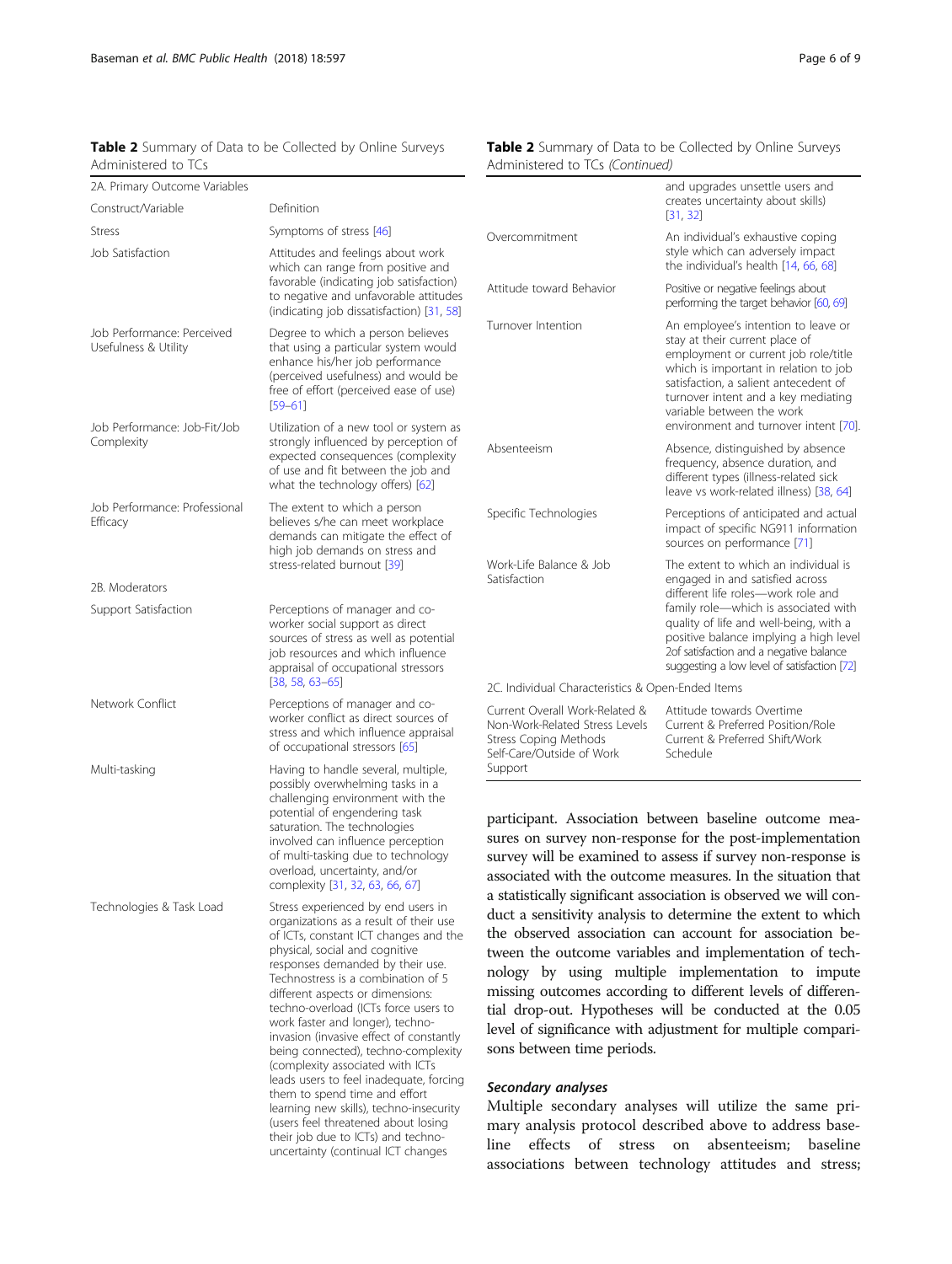**Table 2** Summary of Data to be Collected by Online Surveys Administered to TCs

| Construct/Variable | Definition |
| --- | --- |
| **2A. Primary Outcome Variables** | |
| Stress | Symptoms of stress [46] |
| Job Satisfaction | Attitudes and feelings about work which can range from positive and favorable (indicating job satisfaction) to negative and unfavorable attitudes (indicating job dissatisfaction) [31, 58] |
| Job Performance: Perceived Usefulness & Utility | Degree to which a person believes that using a particular system would enhance his/her job performance (perceived usefulness) and would be free of effort (perceived ease of use) [59–61] |
| Job Performance: Job-Fit/Job Complexity | Utilization of a new tool or system as strongly influenced by perception of expected consequences (complexity of use and fit between the job and what the technology offers) [62] |
| Job Performance: Professional Efficacy | The extent to which a person believes s/he can meet workplace demands can mitigate the effect of high job demands on stress and stress-related burnout [39] |
| **2B. Moderators** | |
| Support Satisfaction | Perceptions of manager and co-worker social support as direct sources of stress as well as potential job resources and which influence appraisal of occupational stressors [38, 58, 63–65] |
| Network Conflict | Perceptions of manager and co-worker conflict as direct sources of stress and which influence appraisal of occupational stressors [65] |
| Multi-tasking | Having to handle several, multiple, possibly overwhelming tasks in a challenging environment with the potential of engendering task saturation. The technologies involved can influence perception of multi-tasking due to technology overload, uncertainty, and/or complexity [31, 32, 63, 66, 67] |
| Technologies & Task Load | Stress experienced by end users in organizations as a result of their use of ICTs, constant ICT changes and the physical, social and cognitive responses demanded by their use. Technostress is a combination of 5 different aspects or dimensions: techno-overload (ICTs force users to work faster and longer), techno-invasion (invasive effect of constantly being connected), techno-complexity (complexity associated with ICTs leads users to feel inadequate, forcing them to spend time and effort learning new skills), techno-insecurity (users feel threatened about losing their job due to ICTs) and techno-uncertainty (continual ICT changes and upgrades unsettle users and creates uncertainty about skills) [31, 32] |
| Overcommitment | An individual's exhaustive coping style which can adversely impact the individual's health [14, 66, 68] |
| Attitude toward Behavior | Positive or negative feelings about performing the target behavior [60, 69] |
| Turnover Intention | An employee's intention to leave or stay at their current place of employment or current job role/title which is important in relation to job satisfaction, a salient antecedent of turnover intent and a key mediating variable between the work environment and turnover intent [70]. |
| Absenteeism | Absence, distinguished by absence frequency, absence duration, and different types (illness-related sick leave vs work-related illness) [38, 64] |
| Specific Technologies | Perceptions of anticipated and actual impact of specific NG911 information sources on performance [71] |
| Work-Life Balance & Job Satisfaction | The extent to which an individual is engaged in and satisfied across different life roles—work role and family role—which is associated with quality of life and well-being, with a positive balance implying a high level 2of satisfaction and a negative balance suggesting a low level of satisfaction [72] |
| **2C. Individual Characteristics & Open-Ended Items** | |
| Current Overall Work-Related & Non-Work-Related Stress Levels<br>Stress Coping Methods<br>Self-Care/Outside of Work Support | Attitude towards Overtime<br>Current & Preferred Position/Role<br>Current & Preferred Shift/Work Schedule |

participant. Association between baseline outcome measures on survey non-response for the post-implementation survey will be examined to assess if survey non-response is associated with the outcome measures. In the situation that a statistically significant association is observed we will conduct a sensitivity analysis to determine the extent to which the observed association can account for association between the outcome variables and implementation of technology by using multiple implementation to impute missing outcomes according to different levels of differential drop-out. Hypotheses will be conducted at the 0.05 level of significance with adjustment for multiple comparisons between time periods.

### *Secondary analyses*

Multiple secondary analyses will utilize the same primary analysis protocol described above to address baseline effects of stress on absenteeism; baseline associations between technology attitudes and stress;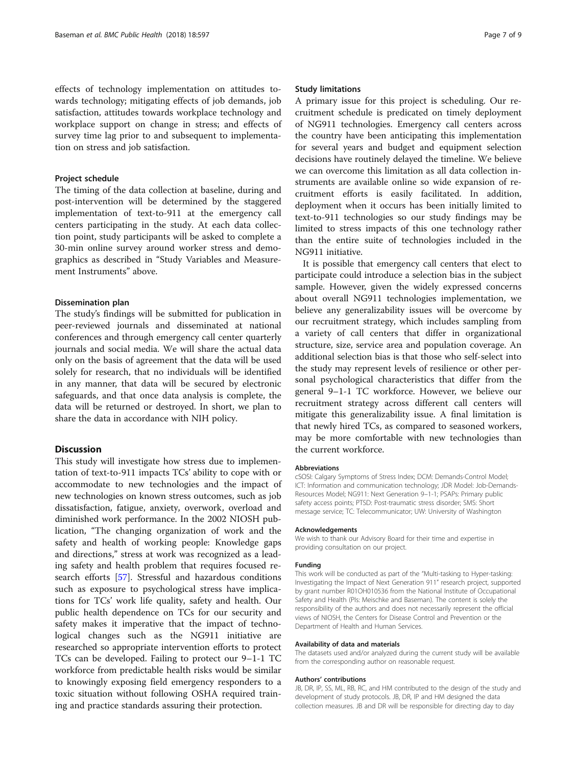effects of technology implementation on attitudes towards technology; mitigating effects of job demands, job satisfaction, attitudes towards workplace technology and workplace support on change in stress; and effects of survey time lag prior to and subsequent to implementation on stress and job satisfaction.

### Project schedule

The timing of the data collection at baseline, during and post-intervention will be determined by the staggered implementation of text-to-911 at the emergency call centers participating in the study. At each data collection point, study participants will be asked to complete a 30-min online survey around worker stress and demographics as described in "Study Variables and Measurement Instruments" above.

### Dissemination plan

The study's findings will be submitted for publication in peer-reviewed journals and disseminated at national conferences and through emergency call center quarterly journals and social media. We will share the actual data only on the basis of agreement that the data will be used solely for research, that no individuals will be identified in any manner, that data will be secured by electronic safeguards, and that once data analysis is complete, the data will be returned or destroyed. In short, we plan to share the data in accordance with NIH policy.

## Discussion

This study will investigate how stress due to implementation of text-to-911 impacts TCs' ability to cope with or accommodate to new technologies and the impact of new technologies on known stress outcomes, such as job dissatisfaction, fatigue, anxiety, overwork, overload and diminished work performance. In the 2002 NIOSH publication, "The changing organization of work and the safety and health of working people: Knowledge gaps and directions," stress at work was recognized as a leading safety and health problem that requires focused research efforts [57]. Stressful and hazardous conditions such as exposure to psychological stress have implications for TCs' work life quality, safety and health. Our public health dependence on TCs for our security and safety makes it imperative that the impact of technological changes such as the NG911 initiative are researched so appropriate intervention efforts to protect TCs can be developed. Failing to protect our 9–1-1 TC workforce from predictable health risks would be similar to knowingly exposing field emergency responders to a toxic situation without following OSHA required training and practice standards assuring their protection.

### Study limitations

A primary issue for this project is scheduling. Our recruitment schedule is predicated on timely deployment of NG911 technologies. Emergency call centers across the country have been anticipating this implementation for several years and budget and equipment selection decisions have routinely delayed the timeline. We believe we can overcome this limitation as all data collection instruments are available online so wide expansion of recruitment efforts is easily facilitated. In addition, deployment when it occurs has been initially limited to text-to-911 technologies so our study findings may be limited to stress impacts of this one technology rather than the entire suite of technologies included in the NG911 initiative.

It is possible that emergency call centers that elect to participate could introduce a selection bias in the subject sample. However, given the widely expressed concerns about overall NG911 technologies implementation, we believe any generalizability issues will be overcome by our recruitment strategy, which includes sampling from a variety of call centers that differ in organizational structure, size, service area and population coverage. An additional selection bias is that those who self-select into the study may represent levels of resilience or other personal psychological characteristics that differ from the general 9–1-1 TC workforce. However, we believe our recruitment strategy across different call centers will mitigate this generalizability issue. A final limitation is that newly hired TCs, as compared to seasoned workers, may be more comfortable with new technologies than the current workforce.

#### Abbreviations

cSOSI: Calgary Symptoms of Stress Index; DCM: Demands-Control Model; ICT: Information and communication technology; JDR Model: Job-Demands-Resources Model; NG911: Next Generation 9–1-1; PSAPs: Primary public safety access points; PTSD: Post-traumatic stress disorder; SMS: Short message service; TC: Telecommunicator; UW: University of Washington

#### Acknowledgements

We wish to thank our Advisory Board for their time and expertise in providing consultation on our project.

#### Funding

This work will be conducted as part of the "Multi-tasking to Hyper-tasking: Investigating the Impact of Next Generation 911" research project, supported by grant number R01OH010536 from the National Institute of Occupational Safety and Health (PIs: Meischke and Baseman). The content is solely the responsibility of the authors and does not necessarily represent the official views of NIOSH, the Centers for Disease Control and Prevention or the Department of Health and Human Services.

#### Availability of data and materials

The datasets used and/or analyzed during the current study will be available from the corresponding author on reasonable request.

#### Authors' contributions

JB, DR, IP, SS, ML, RB, RC, and HM contributed to the design of the study and development of study protocols. JB, DR, IP and HM designed the data collection measures. JB and DR will be responsible for directing day to day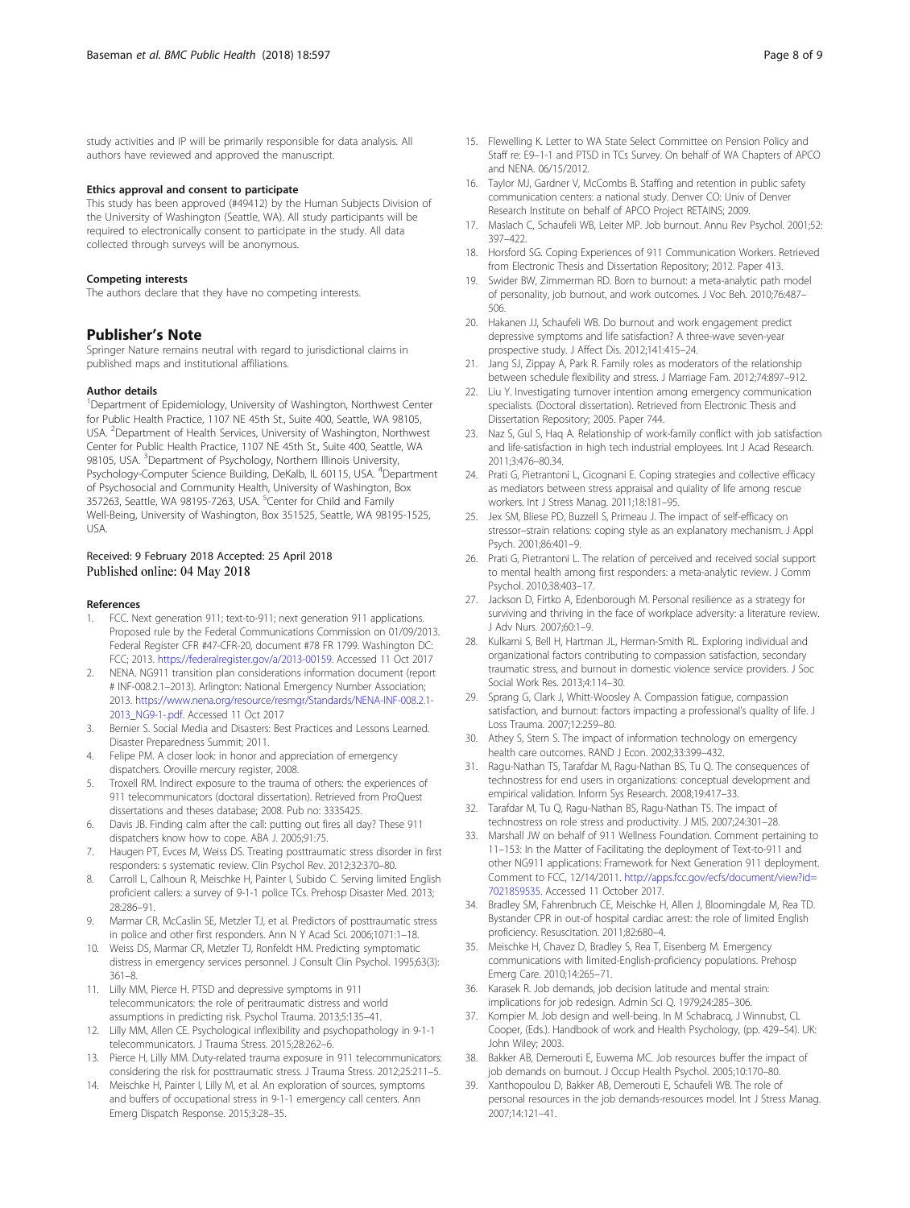study activities and IP will be primarily responsible for data analysis. All authors have reviewed and approved the manuscript.

#### Ethics approval and consent to participate

This study has been approved (#49412) by the Human Subjects Division of the University of Washington (Seattle, WA). All study participants will be required to electronically consent to participate in the study. All data collected through surveys will be anonymous.

#### Competing interests

The authors declare that they have no competing interests.

## Publisher's Note

Springer Nature remains neutral with regard to jurisdictional claims in published maps and institutional affiliations.

#### Author details

[1]Department of Epidemiology, University of Washington, Northwest Center for Public Health Practice, 1107 NE 45th St., Suite 400, Seattle, WA 98105, USA. [2]Department of Health Services, University of Washington, Northwest Center for Public Health Practice, 1107 NE 45th St., Suite 400, Seattle, WA 98105, USA. [3]Department of Psychology, Northern Illinois University, Psychology-Computer Science Building, DeKalb, IL 60115, USA. [4]Department of Psychosocial and Community Health, University of Washington, Box 357263, Seattle, WA 98195-7263, USA. [5]Center for Child and Family Well-Being, University of Washington, Box 351525, Seattle, WA 98195-1525, USA.

Received: 9 February 2018 Accepted: 25 April 2018
Published online: 04 May 2018

#### References

1. FCC. Next generation 911; text-to-911; next generation 911 applications. Proposed rule by the Federal Communications Commission on 01/09/2013. Federal Register CFR #47-CFR-20, document #78 FR 1799. Washington DC: FCC; 2013. https://federalregister.gov/a/2013-00159. Accessed 11 Oct 2017
2. NENA. NG911 transition plan considerations information document (report # INF-008.2.1–2013). Arlington: National Emergency Number Association; 2013. https://www.nena.org/resource/resmgr/Standards/NENA-INF-008.2.1-2013_NG9-1-.pdf. Accessed 11 Oct 2017
3. Bernier S. Social Media and Disasters: Best Practices and Lessons Learned. Disaster Preparedness Summit; 2011.
4. Felipe PM. A closer look: in honor and appreciation of emergency dispatchers. Oroville mercury register, 2008.
5. Troxell RM. Indirect exposure to the trauma of others: the experiences of 911 telecommunicators (doctoral dissertation). Retrieved from ProQuest dissertations and theses database; 2008. Pub no: 3335425.
6. Davis JB. Finding calm after the call: putting out fires all day? These 911 dispatchers know how to cope. ABA J. 2005;91:75.
7. Haugen PT, Evces M, Weiss DS. Treating posttraumatic stress disorder in first responders: s systematic review. Clin Psychol Rev. 2012;32:370–80.
8. Carroll L, Calhoun R, Meischke H, Painter I, Subido C. Serving limited English proficient callers: a survey of 9-1-1 police TCs. Prehosp Disaster Med. 2013; 28:286–91.
9. Marmar CR, McCaslin SE, Metzler TJ, et al. Predictors of posttraumatic stress in police and other first responders. Ann N Y Acad Sci. 2006;1071:1–18.
10. Weiss DS, Marmar CR, Metzler TJ, Ronfeldt HM. Predicting symptomatic distress in emergency services personnel. J Consult Clin Psychol. 1995;63(3): 361–8.
11. Lilly MM, Pierce H. PTSD and depressive symptoms in 911 telecommunicators: the role of peritraumatic distress and world assumptions in predicting risk. Psychol Trauma. 2013;5:135–41.
12. Lilly MM, Allen CE. Psychological inflexibility and psychopathology in 9-1-1 telecommunicators. J Trauma Stress. 2015;28:262–6.
13. Pierce H, Lilly MM. Duty-related trauma exposure in 911 telecommunicators: considering the risk for posttraumatic stress. J Trauma Stress. 2012;25:211–5.
14. Meischke H, Painter I, Lilly M, et al. An exploration of sources, symptoms and buffers of occupational stress in 9-1-1 emergency call centers. Ann Emerg Dispatch Response. 2015;3:28–35.
15. Flewelling K. Letter to WA State Select Committee on Pension Policy and Staff re: E9–1-1 and PTSD in TCs Survey. On behalf of WA Chapters of APCO and NENA. 06/15/2012.
16. Taylor MJ, Gardner V, McCombs B. Staffing and retention in public safety communication centers: a national study. Denver CO: Univ of Denver Research Institute on behalf of APCO Project RETAINS; 2009.
17. Maslach C, Schaufeli WB, Leiter MP. Job burnout. Annu Rev Psychol. 2001;52: 397–422.
18. Horsford SG. Coping Experiences of 911 Communication Workers. Retrieved from Electronic Thesis and Dissertation Repository; 2012. Paper 413.
19. Swider BW, Zimmerman RD. Born to burnout: a meta-analytic path model of personality, job burnout, and work outcomes. J Voc Beh. 2010;76:487–506.
20. Hakanen JJ, Schaufeli WB. Do burnout and work engagement predict depressive symptoms and life satisfaction? A three-wave seven-year prospective study. J Affect Dis. 2012;141:415–24.
21. Jang SJ, Zippay A, Park R. Family roles as moderators of the relationship between schedule flexibility and stress. J Marriage Fam. 2012;74:897–912.
22. Liu Y. Investigating turnover intention among emergency communication specialists. (Doctoral dissertation). Retrieved from Electronic Thesis and Dissertation Repository; 2005. Paper 744.
23. Naz S, Gul S, Haq A. Relationship of work-family conflict with job satisfaction and life-satisfaction in high tech industrial employees. Int J Acad Research. 2011;3:476–80.34.
24. Prati G, Pietrantoni L, Cicognani E. Coping strategies and collective efficacy as mediators between stress appraisal and quality of life among rescue workers. Int J Stress Manag. 2011;18:181–95.
25. Jex SM, Bliese PD, Buzzell S, Primeau J. The impact of self-efficacy on stressor–strain relations: coping style as an explanatory mechanism. J Appl Psych. 2001;86:401–9.
26. Prati G, Pietrantoni L. The relation of perceived and received social support to mental health among first responders: a meta-analytic review. J Comm Psychol. 2010;38:403–17.
27. Jackson D, Firtko A, Edenborough M. Personal resilience as a strategy for surviving and thriving in the face of workplace adversity: a literature review. J Adv Nurs. 2007;60:1–9.
28. Kulkarni S, Bell H, Hartman JL, Herman-Smith RL. Exploring individual and organizational factors contributing to compassion satisfaction, secondary traumatic stress, and burnout in domestic violence service providers. J Soc Social Work Res. 2013;4:114–30.
29. Sprang G, Clark J, Whitt-Woosley A. Compassion fatigue, compassion satisfaction, and burnout: factors impacting a professional's quality of life. J Loss Trauma. 2007;12:259–80.
30. Athey S, Stern S. The impact of information technology on emergency health care outcomes. RAND J Econ. 2002;33:399–432.
31. Ragu-Nathan TS, Tarafdar M, Ragu-Nathan BS, Tu Q. The consequences of technostress for end users in organizations: conceptual development and empirical validation. Inform Sys Research. 2008;19:417–33.
32. Tarafdar M, Tu Q, Ragu-Nathan BS, Ragu-Nathan TS. The impact of technostress on role stress and productivity. J MIS. 2007;24:301–28.
33. Marshall JW on behalf of 911 Wellness Foundation. Comment pertaining to 11–153: In the Matter of Facilitating the deployment of Text-to-911 and other NG911 applications: Framework for Next Generation 911 deployment. Comment to FCC, 12/14/2011. http://apps.fcc.gov/ecfs/document/view?id=7021859535. Accessed 11 October 2017.
34. Bradley SM, Fahrenbruch CE, Meischke H, Allen J, Bloomingdale M, Rea TD. Bystander CPR in out-of hospital cardiac arrest: the role of limited English proficiency. Resuscitation. 2011;82:680–4.
35. Meischke H, Chavez D, Bradley S, Rea T, Eisenberg M. Emergency communications with limited-English-proficiency populations. Prehosp Emerg Care. 2010;14:265–71.
36. Karasek R. Job demands, job decision latitude and mental strain: implications for job redesign. Admin Sci Q. 1979;24:285–306.
37. Kompier M. Job design and well-being. In M Schabracq, J Winnubst, CL Cooper, (Eds.). Handbook of work and Health Psychology, (pp. 429–54). UK: John Wiley; 2003.
38. Bakker AB, Demerouti E, Euwema MC. Job resources buffer the impact of job demands on burnout. J Occup Health Psychol. 2005;10:170–80.
39. Xanthopoulou D, Bakker AB, Demerouti E, Schaufeli WB. The role of personal resources in the job demands-resources model. Int J Stress Manag. 2007;14:121–41.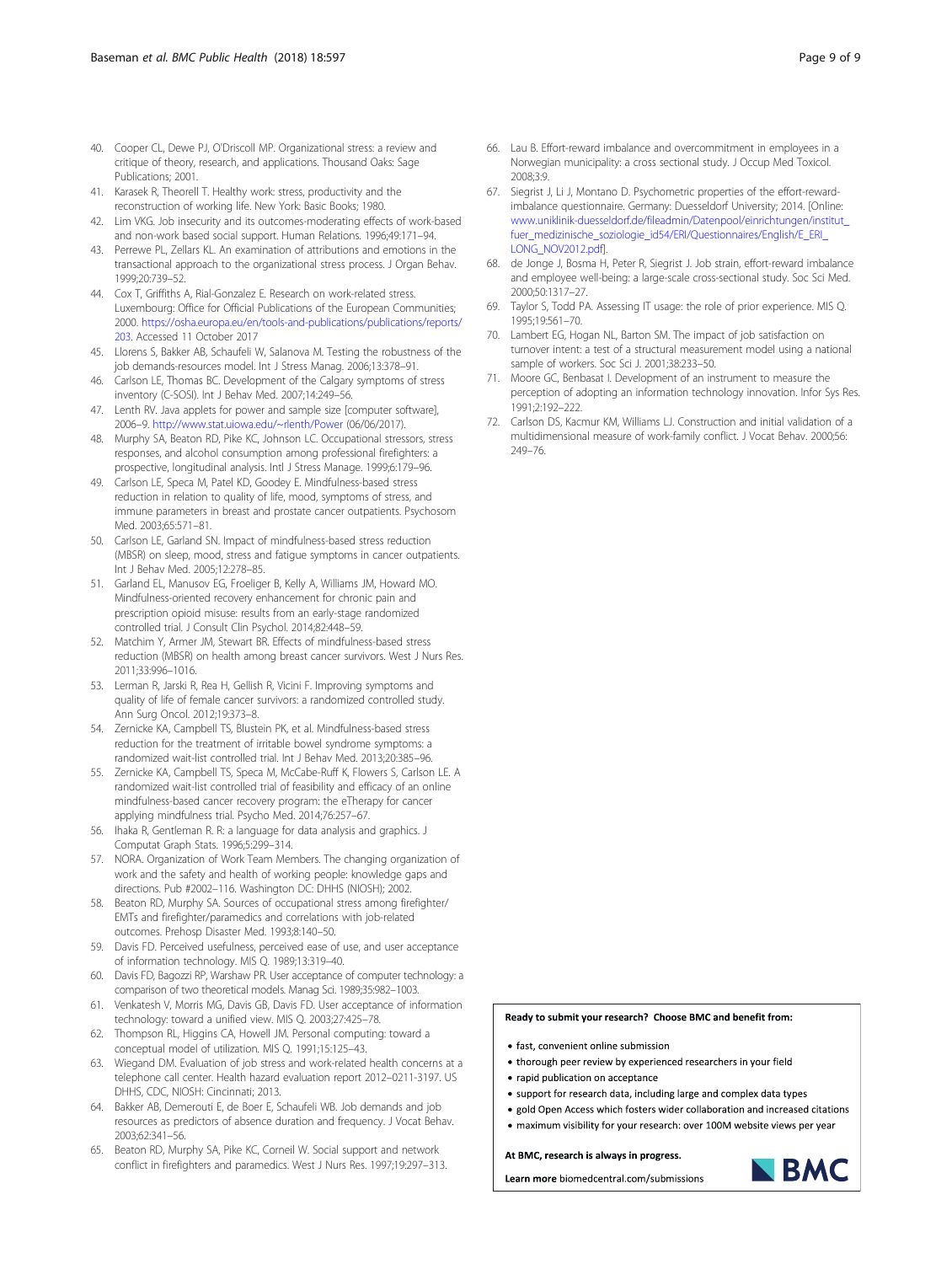40. Cooper CL, Dewe PJ, O'Driscoll MP. Organizational stress: a review and critique of theory, research, and applications. Thousand Oaks: Sage Publications; 2001.
41. Karasek R, Theorell T. Healthy work: stress, productivity and the reconstruction of working life. New York: Basic Books; 1980.
42. Lim VKG. Job insecurity and its outcomes-moderating effects of work-based and non-work based social support. Human Relations. 1996;49:171–94.
43. Perrewe PL, Zellars KL. An examination of attributions and emotions in the transactional approach to the organizational stress process. J Organ Behav. 1999;20:739–52.
44. Cox T, Griffiths A, Rial-Gonzalez E. Research on work-related stress. Luxembourg: Office for Official Publications of the European Communities; 2000. https://osha.europa.eu/en/tools-and-publications/publications/reports/203. Accessed 11 October 2017
45. Llorens S, Bakker AB, Schaufeli W, Salanova M. Testing the robustness of the job demands-resources model. Int J Stress Manag. 2006;13:378–91.
46. Carlson LE, Thomas BC. Development of the Calgary symptoms of stress inventory (C-SOSI). Int J Behav Med. 2007;14:249–56.
47. Lenth RV. Java applets for power and sample size [computer software], 2006–9. http://www.stat.uiowa.edu/~rlenth/Power (06/06/2017).
48. Murphy SA, Beaton RD, Pike KC, Johnson LC. Occupational stressors, stress responses, and alcohol consumption among professional firefighters: a prospective, longitudinal analysis. Intl J Stress Manage. 1999;6:179–96.
49. Carlson LE, Speca M, Patel KD, Goodey E. Mindfulness-based stress reduction in relation to quality of life, mood, symptoms of stress, and immune parameters in breast and prostate cancer outpatients. Psychosom Med. 2003;65:571–81.
50. Carlson LE, Garland SN. Impact of mindfulness-based stress reduction (MBSR) on sleep, mood, stress and fatigue symptoms in cancer outpatients. Int J Behav Med. 2005;12:278–85.
51. Garland EL, Manusov EG, Froeliger B, Kelly A, Williams JM, Howard MO. Mindfulness-oriented recovery enhancement for chronic pain and prescription opioid misuse: results from an early-stage randomized controlled trial. J Consult Clin Psychol. 2014;82:448–59.
52. Matchim Y, Armer JM, Stewart BR. Effects of mindfulness-based stress reduction (MBSR) on health among breast cancer survivors. West J Nurs Res. 2011;33:996–1016.
53. Lerman R, Jarski R, Rea H, Gellish R, Vicini F. Improving symptoms and quality of life of female cancer survivors: a randomized controlled study. Ann Surg Oncol. 2012;19:373–8.
54. Zernicke KA, Campbell TS, Blustein PK, et al. Mindfulness-based stress reduction for the treatment of irritable bowel syndrome symptoms: a randomized wait-list controlled trial. Int J Behav Med. 2013;20:385–96.
55. Zernicke KA, Campbell TS, Speca M, McCabe-Ruff K, Flowers S, Carlson LE. A randomized wait-list controlled trial of feasibility and efficacy of an online mindfulness-based cancer recovery program: the eTherapy for cancer applying mindfulness trial. Psycho Med. 2014;76:257–67.
56. Ihaka R, Gentleman R. R: a language for data analysis and graphics. J Computat Graph Stats. 1996;5:299–314.
57. NORA. Organization of Work Team Members. The changing organization of work and the safety and health of working people: knowledge gaps and directions. Pub #2002–116. Washington DC: DHHS (NIOSH); 2002.
58. Beaton RD, Murphy SA. Sources of occupational stress among firefighter/EMTs and firefighter/paramedics and correlations with job-related outcomes. Prehosp Disaster Med. 1993;8:140–50.
59. Davis FD. Perceived usefulness, perceived ease of use, and user acceptance of information technology. MIS Q. 1989;13:319–40.
60. Davis FD, Bagozzi RP, Warshaw PR. User acceptance of computer technology: a comparison of two theoretical models. Manag Sci. 1989;35:982–1003.
61. Venkatesh V, Morris MG, Davis GB, Davis FD. User acceptance of information technology: toward a unified view. MIS Q. 2003;27:425–78.
62. Thompson RL, Higgins CA, Howell JM. Personal computing: toward a conceptual model of utilization. MIS Q. 1991;15:125–43.
63. Wiegand DM. Evaluation of job stress and work-related health concerns at a telephone call center. Health hazard evaluation report 2012–0211-3197. US DHHS, CDC, NIOSH: Cincinnati; 2013.
64. Bakker AB, Demerouti E, de Boer E, Schaufeli WB. Job demands and job resources as predictors of absence duration and frequency. J Vocat Behav. 2003;62:341–56.
65. Beaton RD, Murphy SA, Pike KC, Corneil W. Social support and network conflict in firefighters and paramedics. West J Nurs Res. 1997;19:297–313.
66. Lau B. Effort-reward imbalance and overcommitment in employees in a Norwegian municipality: a cross sectional study. J Occup Med Toxicol. 2008;3:9.
67. Siegrist J, Li J, Montano D. Psychometric properties of the effort-reward-imbalance questionnaire. Germany: Duesseldorf University; 2014. [Online: www.uniklinik-duesseldorf.de/fileadmin/Datenpool/einrichtungen/institut_fuer_medizinische_soziologie_id54/ERI/Questionnaires/English/E_ERI_LONG_NOV2012.pdf].
68. de Jonge J, Bosma H, Peter R, Siegrist J. Job strain, effort-reward imbalance and employee well-being: a large-scale cross-sectional study. Soc Sci Med. 2000;50:1317–27.
69. Taylor S, Todd PA. Assessing IT usage: the role of prior experience. MIS Q. 1995;19:561–70.
70. Lambert EG, Hogan NL, Barton SM. The impact of job satisfaction on turnover intent: a test of a structural measurement model using a national sample of workers. Soc Sci J. 2001;38:233–50.
71. Moore GC, Benbasat I. Development of an instrument to measure the perception of adopting an information technology innovation. Infor Sys Res. 1991;2:192–222.
72. Carlson DS, Kacmur KM, Williams LJ. Construction and initial validation of a multidimensional measure of work-family conflict. J Vocat Behav. 2000;56:249–76.

**Ready to submit your research? Choose BMC and benefit from:**

- fast, convenient online submission
- thorough peer review by experienced researchers in your field
- rapid publication on acceptance
- support for research data, including large and complex data types
- gold Open Access which fosters wider collaboration and increased citations
- maximum visibility for your research: over 100M website views per year

**At BMC, research is always in progress.**

**Learn more** biomedcentral.com/submissions

BMC